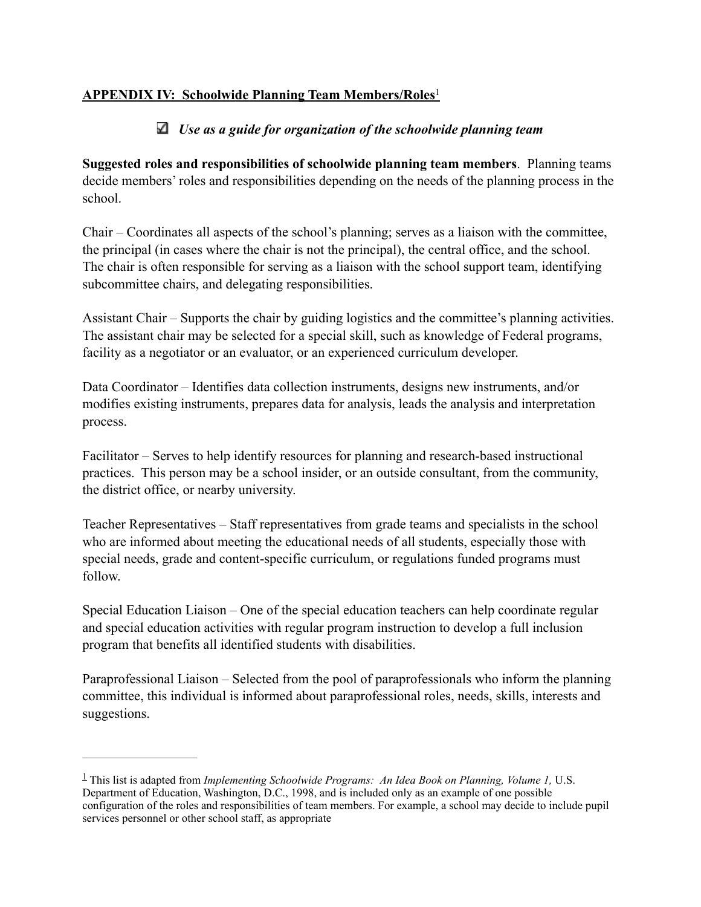## **APPENDIX IV: Schoolwide Planning Team Members/Roles**[1]

☑ ***Use as a guide for organization of the schoolwide planning team***

**Suggested roles and responsibilities of schoolwide planning team members**. Planning teams decide members' roles and responsibilities depending on the needs of the planning process in the school.

Chair – Coordinates all aspects of the school's planning; serves as a liaison with the committee, the principal (in cases where the chair is not the principal), the central office, and the school. The chair is often responsible for serving as a liaison with the school support team, identifying subcommittee chairs, and delegating responsibilities.

Assistant Chair – Supports the chair by guiding logistics and the committee's planning activities. The assistant chair may be selected for a special skill, such as knowledge of Federal programs, facility as a negotiator or an evaluator, or an experienced curriculum developer.

Data Coordinator – Identifies data collection instruments, designs new instruments, and/or modifies existing instruments, prepares data for analysis, leads the analysis and interpretation process.

Facilitator – Serves to help identify resources for planning and research-based instructional practices. This person may be a school insider, or an outside consultant, from the community, the district office, or nearby university.

Teacher Representatives – Staff representatives from grade teams and specialists in the school who are informed about meeting the educational needs of all students, especially those with special needs, grade and content-specific curriculum, or regulations funded programs must follow.

Special Education Liaison – One of the special education teachers can help coordinate regular and special education activities with regular program instruction to develop a full inclusion program that benefits all identified students with disabilities.

Paraprofessional Liaison – Selected from the pool of paraprofessionals who inform the planning committee, this individual is informed about paraprofessional roles, needs, skills, interests and suggestions.

---

[1] This list is adapted from *Implementing Schoolwide Programs: An Idea Book on Planning, Volume 1,* U.S. Department of Education, Washington, D.C., 1998, and is included only as an example of one possible configuration of the roles and responsibilities of team members. For example, a school may decide to include pupil services personnel or other school staff, as appropriate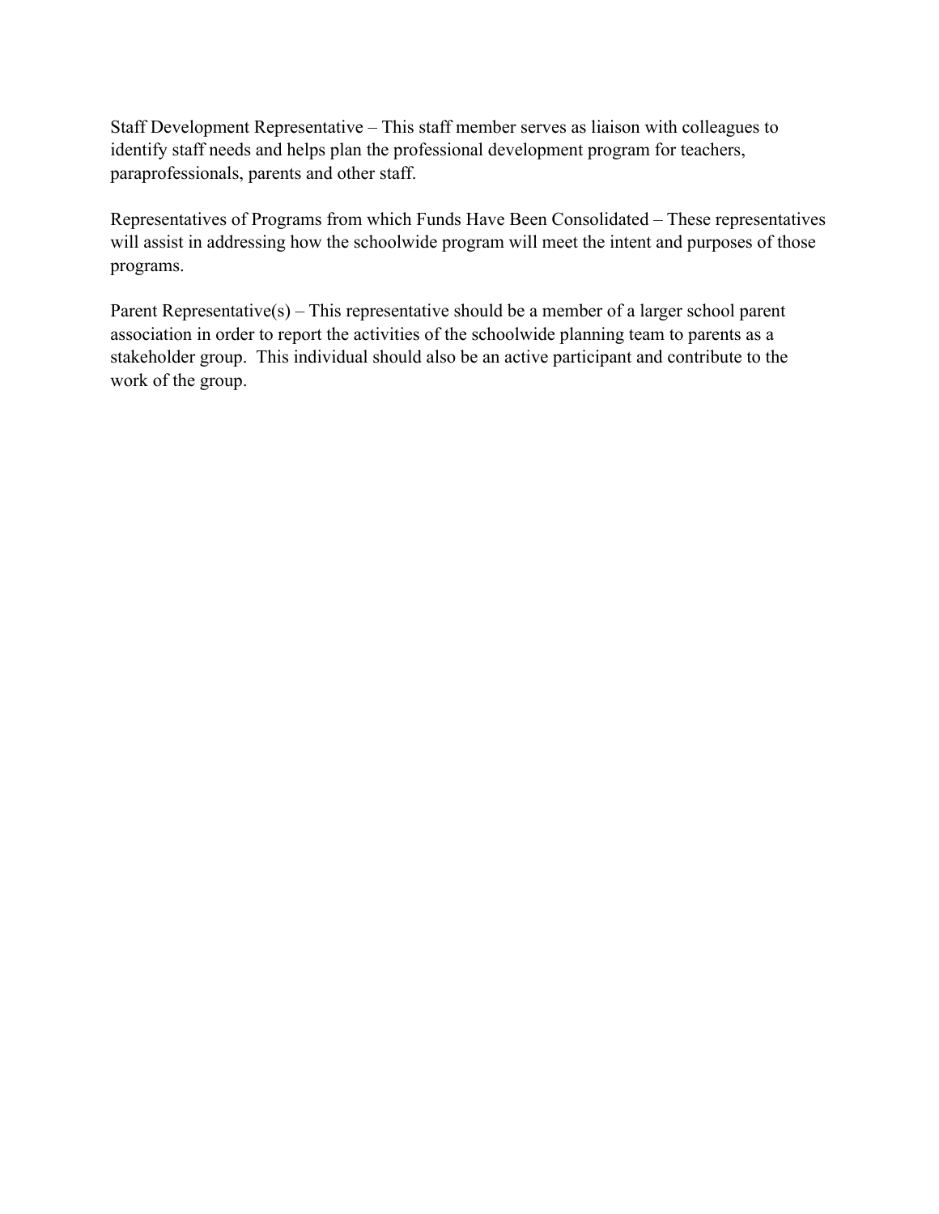Staff Development Representative – This staff member serves as liaison with colleagues to identify staff needs and helps plan the professional development program for teachers, paraprofessionals, parents and other staff.

Representatives of Programs from which Funds Have Been Consolidated – These representatives will assist in addressing how the schoolwide program will meet the intent and purposes of those programs.

Parent Representative(s) – This representative should be a member of a larger school parent association in order to report the activities of the schoolwide planning team to parents as a stakeholder group.  This individual should also be an active participant and contribute to the work of the group.